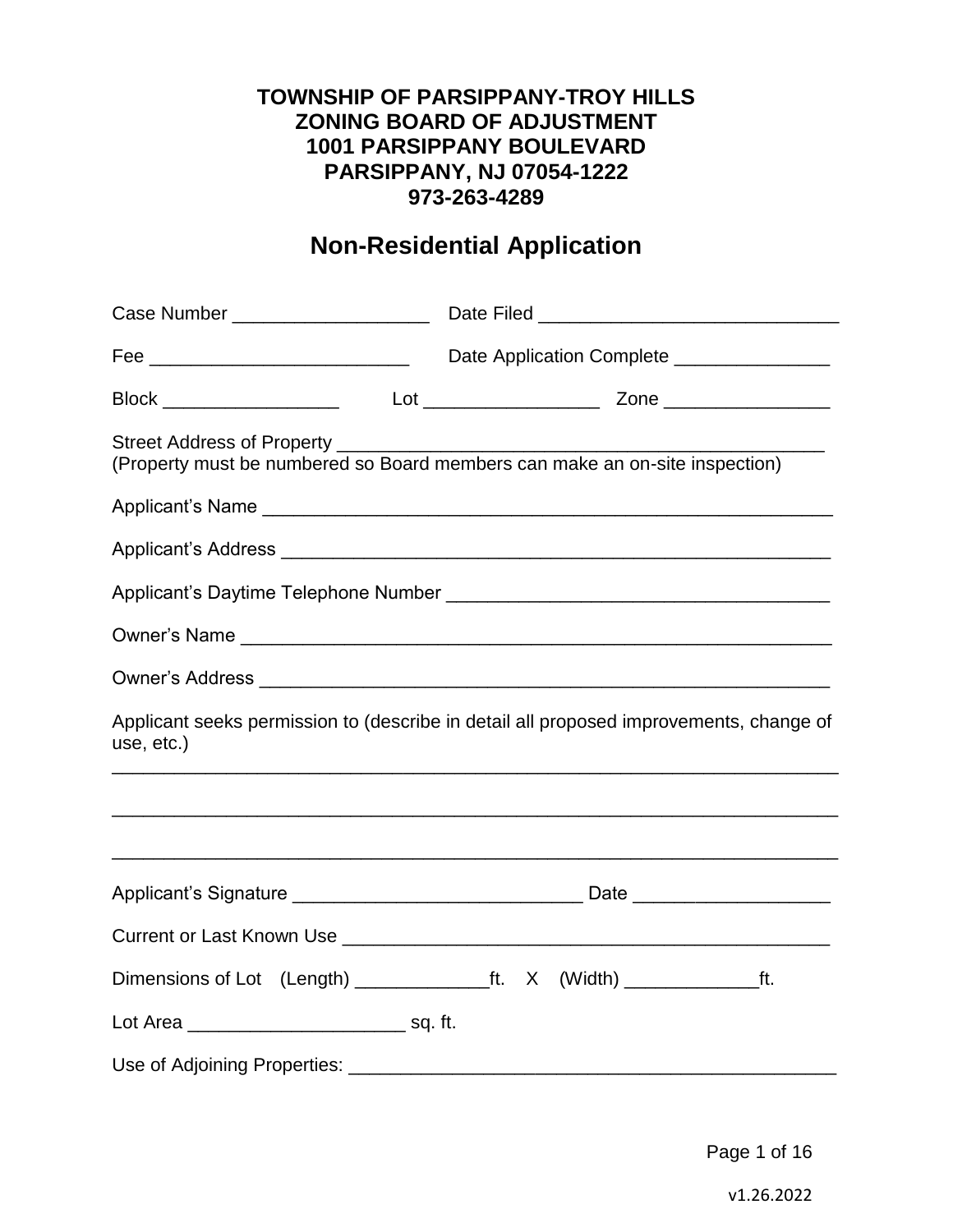**TOWNSHIP OF PARSIPPANY-TROY HILLS**
**ZONING BOARD OF ADJUSTMENT**
**1001 PARSIPPANY BOULEVARD**
**PARSIPPANY, NJ 07054-1222**
**973-263-4289**

# Non-Residential Application

Case Number ___________________ Date Filed _____________________________

Fee _________________________ Date Application Complete _______________

Block _________________ Lot _________________ Zone ________________

Street Address of Property _______________________________________________
(Property must be numbered so Board members can make an on-site inspection)

Applicant's Name ________________________________________________________

Applicant's Address ______________________________________________________

Applicant's Daytime Telephone Number _____________________________________

Owner's Name ___________________________________________________________

Owner's Address _________________________________________________________

Applicant seeks permission to (describe in detail all proposed improvements, change of use, etc.)
_________________________________________________________________________

_________________________________________________________________________

_________________________________________________________________________

Applicant's Signature ____________________________ Date ___________________

Current or Last Known Use ________________________________________________

Dimensions of Lot (Length) _____________ft. X (Width) _____________ft.

Lot Area _____________________ sq. ft.

Use of Adjoining Properties: ________________________________________________

v1.26.2022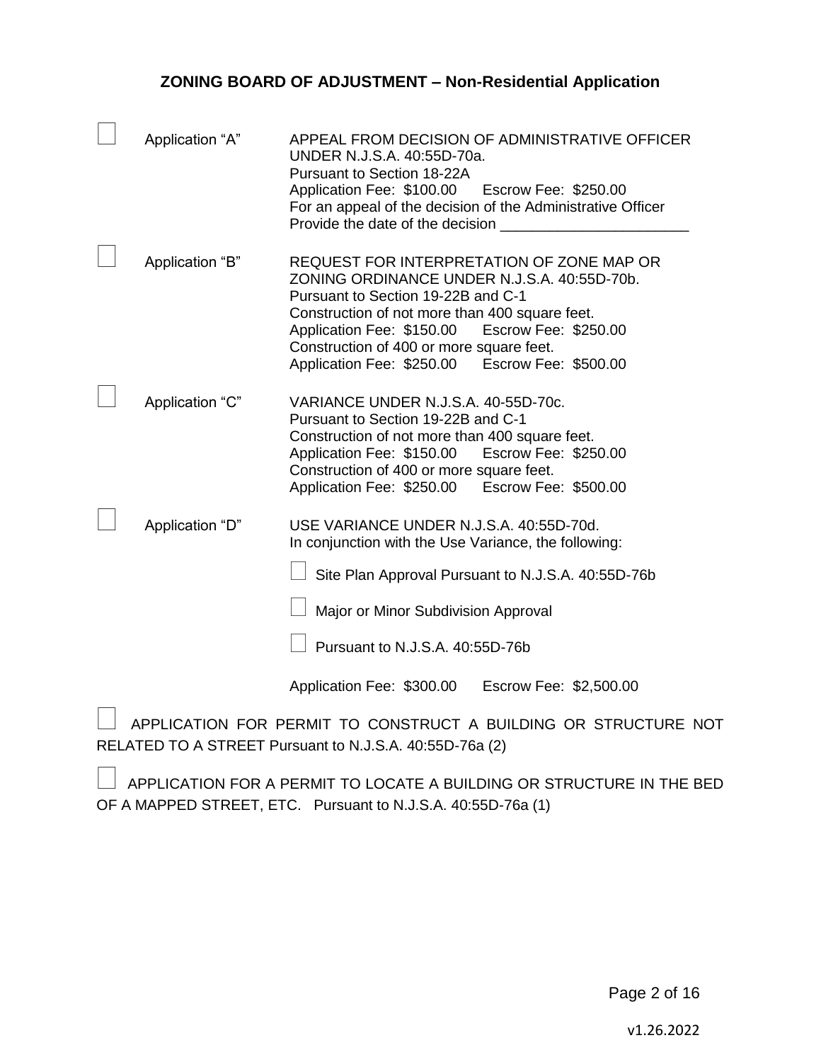## ZONING BOARD OF ADJUSTMENT – Non-Residential Application

☐ **Application "A"**

APPEAL FROM DECISION OF ADMINISTRATIVE OFFICER UNDER N.J.S.A. 40:55D-70a.
Pursuant to Section 18-22A
Application Fee: $100.00 Escrow Fee: $250.00
For an appeal of the decision of the Administrative Officer
Provide the date of the decision _______________________

☐ **Application "B"**

REQUEST FOR INTERPRETATION OF ZONE MAP OR ZONING ORDINANCE UNDER N.J.S.A. 40:55D-70b.
Pursuant to Section 19-22B and C-1
Construction of not more than 400 square feet.
Application Fee: $150.00 Escrow Fee: $250.00
Construction of 400 or more square feet.
Application Fee: $250.00 Escrow Fee: $500.00

☐ **Application "C"**

VARIANCE UNDER N.J.S.A. 40-55D-70c.
Pursuant to Section 19-22B and C-1
Construction of not more than 400 square feet.
Application Fee: $150.00 Escrow Fee: $250.00
Construction of 400 or more square feet.
Application Fee: $250.00 Escrow Fee: $500.00

☐ **Application "D"**

USE VARIANCE UNDER N.J.S.A. 40:55D-70d.
In conjunction with the Use Variance, the following:

☐ Site Plan Approval Pursuant to N.J.S.A. 40:55D-76b

☐ Major or Minor Subdivision Approval

☐ Pursuant to N.J.S.A. 40:55D-76b

Application Fee: $300.00 Escrow Fee: $2,500.00

☐ APPLICATION FOR PERMIT TO CONSTRUCT A BUILDING OR STRUCTURE NOT RELATED TO A STREET Pursuant to N.J.S.A. 40:55D-76a (2)

☐ APPLICATION FOR A PERMIT TO LOCATE A BUILDING OR STRUCTURE IN THE BED OF A MAPPED STREET, ETC. Pursuant to N.J.S.A. 40:55D-76a (1)

v1.26.2022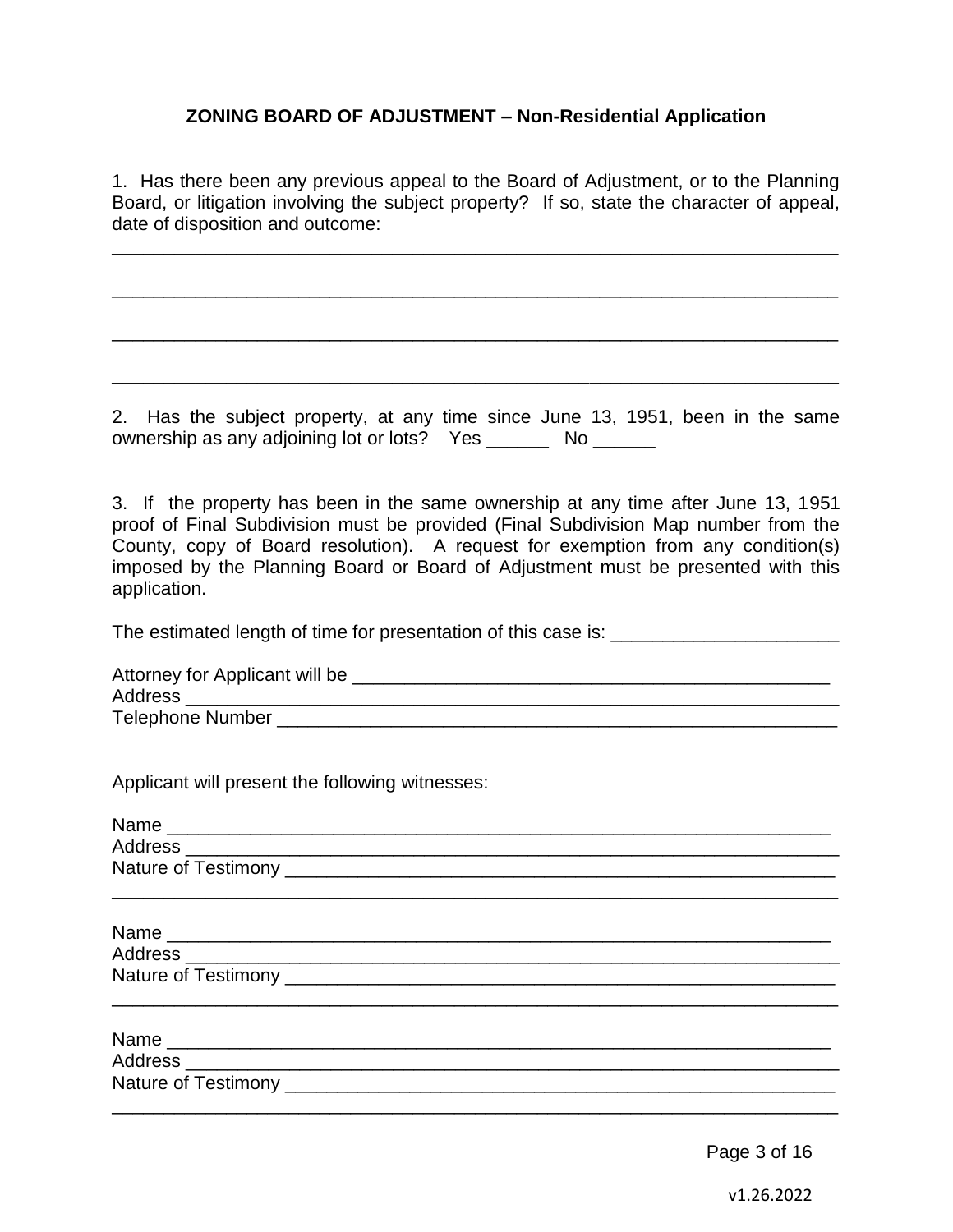**ZONING BOARD OF ADJUSTMENT – Non-Residential Application**

1. Has there been any previous appeal to the Board of Adjustment, or to the Planning Board, or litigation involving the subject property? If so, state the character of appeal, date of disposition and outcome:

______________________________________________________________________

______________________________________________________________________

______________________________________________________________________

______________________________________________________________________

2. Has the subject property, at any time since June 13, 1951, been in the same ownership as any adjoining lot or lots? Yes ______ No ______

3. If the property has been in the same ownership at any time after June 13, 1951 proof of Final Subdivision must be provided (Final Subdivision Map number from the County, copy of Board resolution). A request for exemption from any condition(s) imposed by the Planning Board or Board of Adjustment must be presented with this application.

The estimated length of time for presentation of this case is: ______________________

Attorney for Applicant will be ________________________________________________
Address _________________________________________________________________
Telephone Number _________________________________________________________

Applicant will present the following witnesses:

Name ___________________________________________________________________
Address _________________________________________________________________
Nature of Testimony ________________________________________________________
______________________________________________________________________

Name ___________________________________________________________________
Address _________________________________________________________________
Nature of Testimony ________________________________________________________
______________________________________________________________________

Name ___________________________________________________________________
Address _________________________________________________________________
Nature of Testimony ________________________________________________________
______________________________________________________________________

v1.26.2022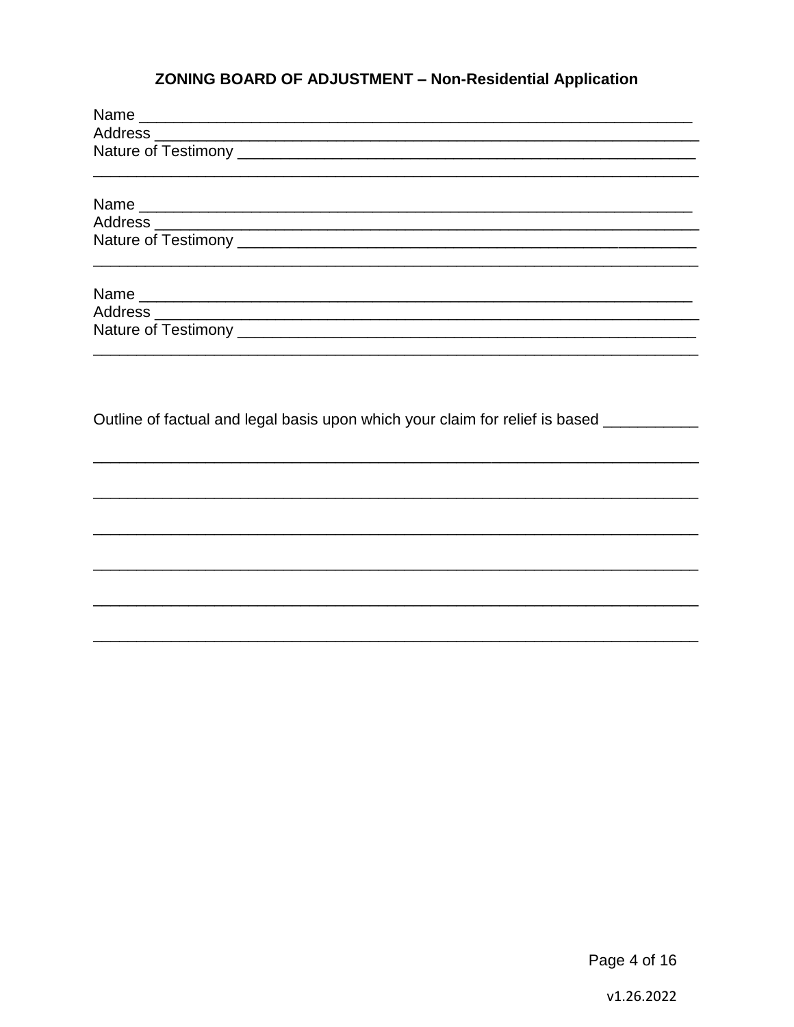## ZONING BOARD OF ADJUSTMENT – Non-Residential Application

Name ___________________________________________________________________
Address _________________________________________________________________
Nature of Testimony ______________________________________________________
_______________________________________________________________________

Name ___________________________________________________________________
Address _________________________________________________________________
Nature of Testimony ______________________________________________________
_______________________________________________________________________

Name ___________________________________________________________________
Address _________________________________________________________________
Nature of Testimony ______________________________________________________
_______________________________________________________________________

Outline of factual and legal basis upon which your claim for relief is based ___________

_______________________________________________________________________

_______________________________________________________________________

_______________________________________________________________________

_______________________________________________________________________

_______________________________________________________________________

_______________________________________________________________________

v1.26.2022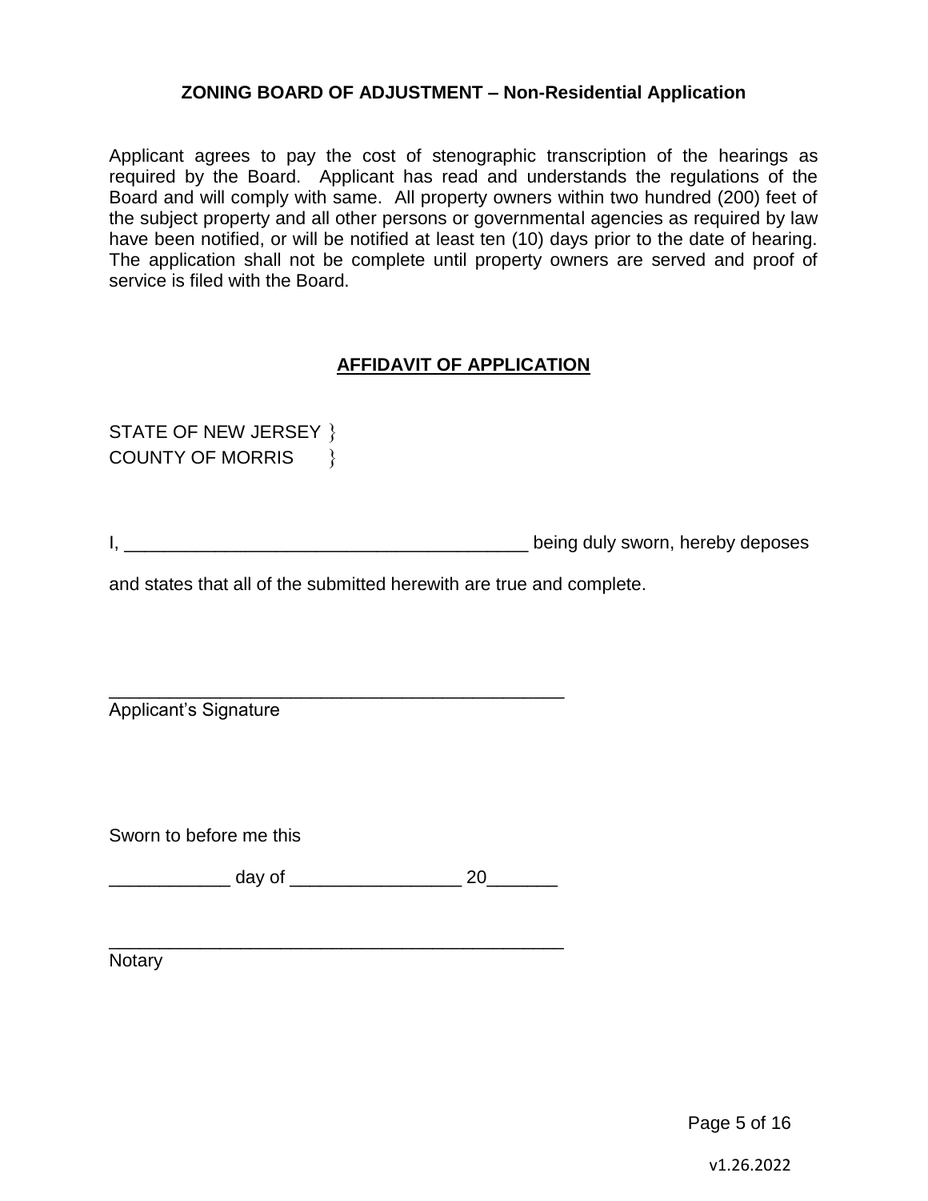## ZONING BOARD OF ADJUSTMENT – Non-Residential Application

Applicant agrees to pay the cost of stenographic transcription of the hearings as required by the Board. Applicant has read and understands the regulations of the Board and will comply with same. All property owners within two hundred (200) feet of the subject property and all other persons or governmental agencies as required by law have been notified, or will be notified at least ten (10) days prior to the date of hearing. The application shall not be complete until property owners are served and proof of service is filed with the Board.

### AFFIDAVIT OF APPLICATION

STATE OF NEW JERSEY }
COUNTY OF MORRIS }

I, ________________________________________ being duly sworn, hereby deposes

and states that all of the submitted herewith are true and complete.

_______________________________________________
Applicant's Signature

Sworn to before me this

____________ day of _________________ 20_______

_______________________________________________
Notary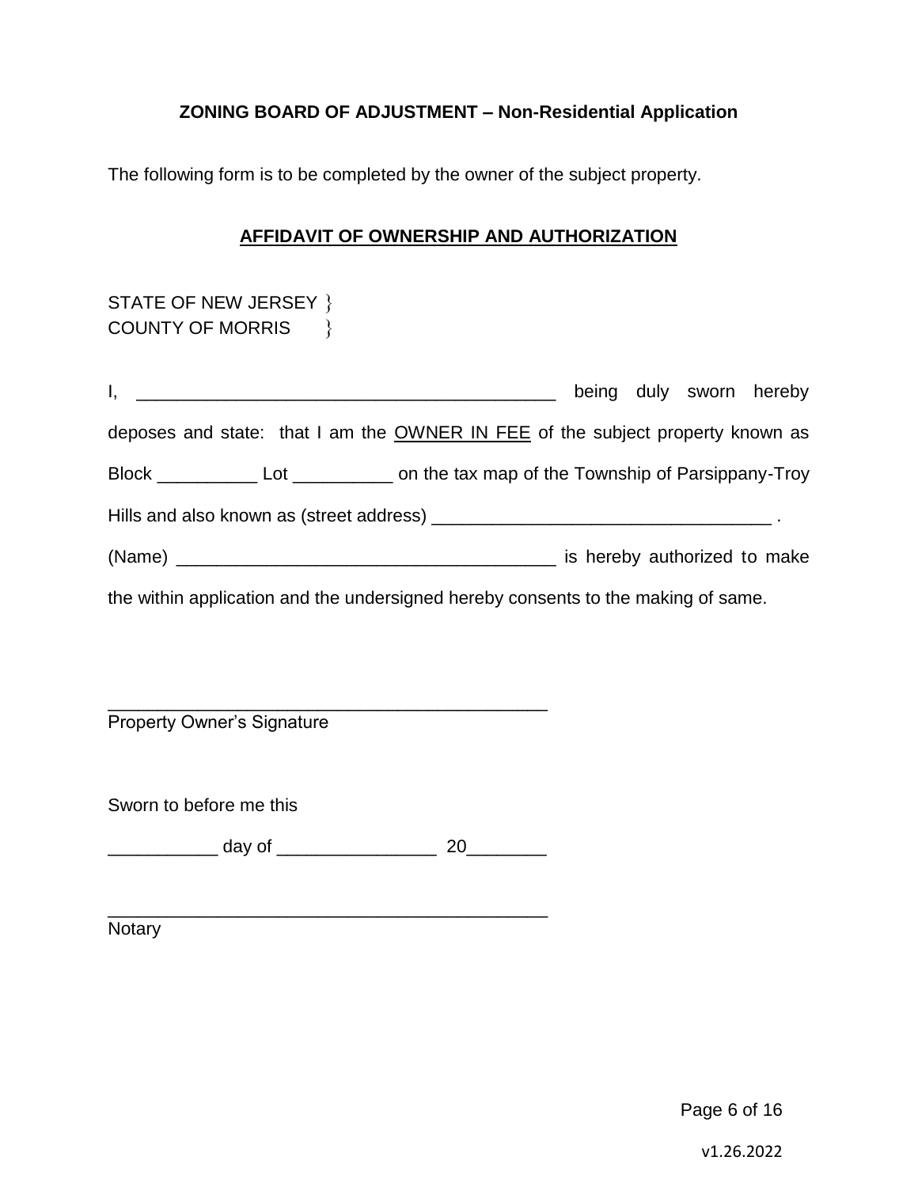**ZONING BOARD OF ADJUSTMENT – Non-Residential Application**

The following form is to be completed by the owner of the subject property.

**AFFIDAVIT OF OWNERSHIP AND AUTHORIZATION**

STATE OF NEW JERSEY }
COUNTY OF MORRIS }

I, ___________________________________________ being duly sworn hereby deposes and state: that I am the OWNER IN FEE of the subject property known as Block __________ Lot __________ on the tax map of the Township of Parsippany-Troy Hills and also known as (street address) __________________________________ .

(Name) ______________________________________ is hereby authorized to make the within application and the undersigned hereby consents to the making of same.

_____________________________________________
Property Owner's Signature

Sworn to before me this

___________ day of ________________ 20________

_____________________________________________
Notary

v1.26.2022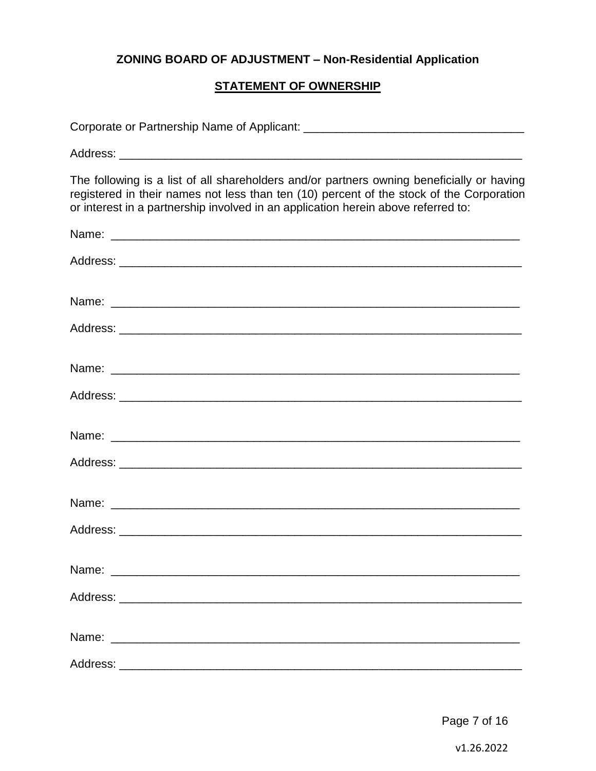**ZONING BOARD OF ADJUSTMENT – Non-Residential Application**

**STATEMENT OF OWNERSHIP**

Corporate or Partnership Name of Applicant: ___________________________________

Address: ___________________________________________________________________

The following is a list of all shareholders and/or partners owning beneficially or having registered in their names not less than ten (10) percent of the stock of the Corporation or interest in a partnership involved in an application herein above referred to:

Name: ____________________________________________________________________

Address: ___________________________________________________________________

Name: ____________________________________________________________________

Address: ___________________________________________________________________

Name: ____________________________________________________________________

Address: ___________________________________________________________________

Name: ____________________________________________________________________

Address: ___________________________________________________________________

Name: ____________________________________________________________________

Address: ___________________________________________________________________

Name: ____________________________________________________________________

Address: ___________________________________________________________________

Name: ____________________________________________________________________

Address: ___________________________________________________________________

v1.26.2022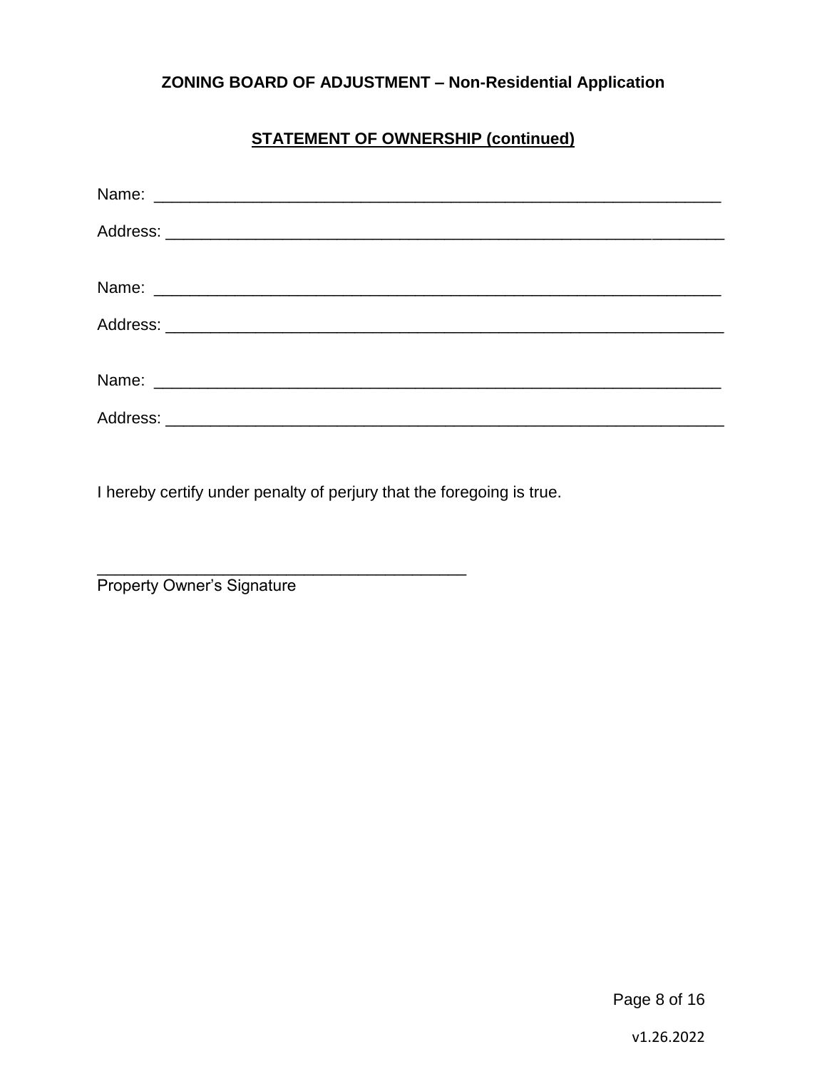**ZONING BOARD OF ADJUSTMENT – Non-Residential Application**

**STATEMENT OF OWNERSHIP (continued)**

Name: ______________________________________________________________

Address: ____________________________________________________________

Name: ______________________________________________________________

Address: ____________________________________________________________

Name: ______________________________________________________________

Address: ____________________________________________________________

I hereby certify under penalty of perjury that the foregoing is true.

_________________________________________
Property Owner's Signature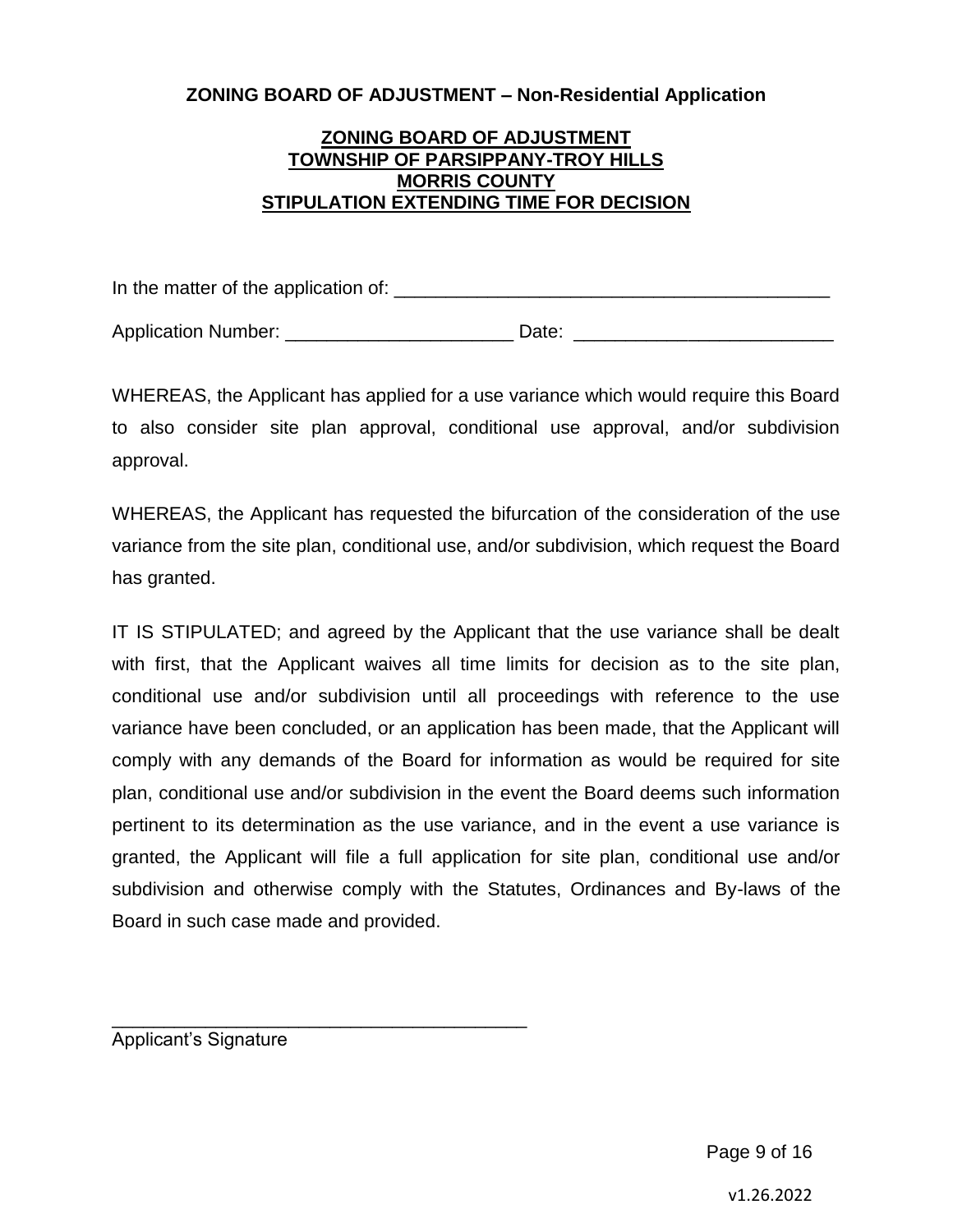**ZONING BOARD OF ADJUSTMENT – Non-Residential Application**

**ZONING BOARD OF ADJUSTMENT**
**TOWNSHIP OF PARSIPPANY-TROY HILLS**
**MORRIS COUNTY**
**STIPULATION EXTENDING TIME FOR DECISION**

In the matter of the application of: ___________________________________________

Application Number: ______________________ Date: _________________________

WHEREAS, the Applicant has applied for a use variance which would require this Board to also consider site plan approval, conditional use approval, and/or subdivision approval.

WHEREAS, the Applicant has requested the bifurcation of the consideration of the use variance from the site plan, conditional use, and/or subdivision, which request the Board has granted.

IT IS STIPULATED; and agreed by the Applicant that the use variance shall be dealt with first, that the Applicant waives all time limits for decision as to the site plan, conditional use and/or subdivision until all proceedings with reference to the use variance have been concluded, or an application has been made, that the Applicant will comply with any demands of the Board for information as would be required for site plan, conditional use and/or subdivision in the event the Board deems such information pertinent to its determination as the use variance, and in the event a use variance is granted, the Applicant will file a full application for site plan, conditional use and/or subdivision and otherwise comply with the Statutes, Ordinances and By-laws of the Board in such case made and provided.

__________________________________________
Applicant's Signature

v1.26.2022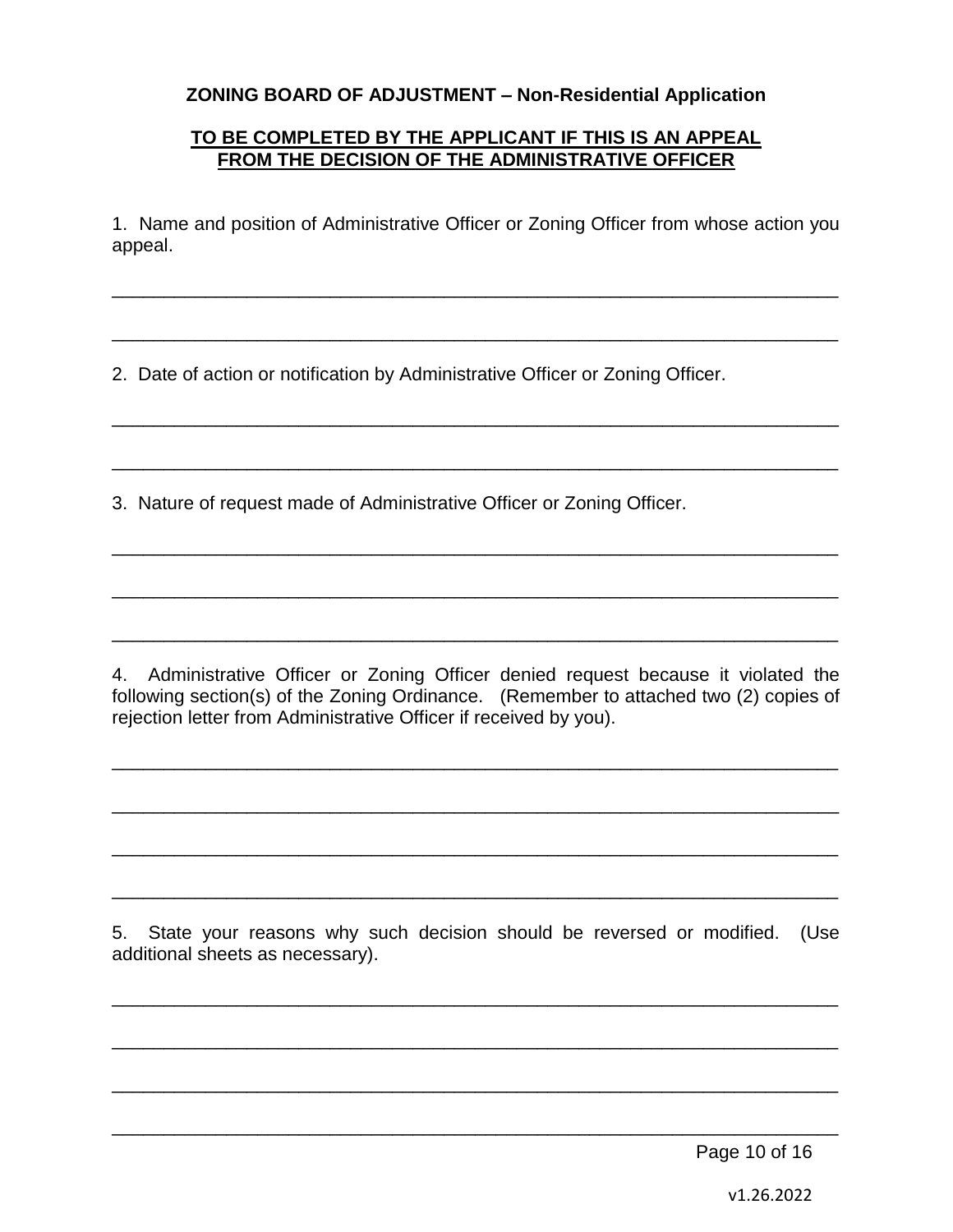**ZONING BOARD OF ADJUSTMENT – Non-Residential Application**

**TO BE COMPLETED BY THE APPLICANT IF THIS IS AN APPEAL FROM THE DECISION OF THE ADMINISTRATIVE OFFICER**

1. Name and position of Administrative Officer or Zoning Officer from whose action you appeal.

\_\_\_\_\_\_\_\_\_\_\_\_\_\_\_\_\_\_\_\_\_\_\_\_\_\_\_\_\_\_\_\_\_\_\_\_\_\_\_\_\_\_\_\_\_\_\_\_\_\_\_\_\_\_\_\_\_\_\_\_\_\_\_\_\_\_\_\_\_\_

\_\_\_\_\_\_\_\_\_\_\_\_\_\_\_\_\_\_\_\_\_\_\_\_\_\_\_\_\_\_\_\_\_\_\_\_\_\_\_\_\_\_\_\_\_\_\_\_\_\_\_\_\_\_\_\_\_\_\_\_\_\_\_\_\_\_\_\_\_\_

2. Date of action or notification by Administrative Officer or Zoning Officer.

\_\_\_\_\_\_\_\_\_\_\_\_\_\_\_\_\_\_\_\_\_\_\_\_\_\_\_\_\_\_\_\_\_\_\_\_\_\_\_\_\_\_\_\_\_\_\_\_\_\_\_\_\_\_\_\_\_\_\_\_\_\_\_\_\_\_\_\_\_\_

\_\_\_\_\_\_\_\_\_\_\_\_\_\_\_\_\_\_\_\_\_\_\_\_\_\_\_\_\_\_\_\_\_\_\_\_\_\_\_\_\_\_\_\_\_\_\_\_\_\_\_\_\_\_\_\_\_\_\_\_\_\_\_\_\_\_\_\_\_\_

3. Nature of request made of Administrative Officer or Zoning Officer.

\_\_\_\_\_\_\_\_\_\_\_\_\_\_\_\_\_\_\_\_\_\_\_\_\_\_\_\_\_\_\_\_\_\_\_\_\_\_\_\_\_\_\_\_\_\_\_\_\_\_\_\_\_\_\_\_\_\_\_\_\_\_\_\_\_\_\_\_\_\_

\_\_\_\_\_\_\_\_\_\_\_\_\_\_\_\_\_\_\_\_\_\_\_\_\_\_\_\_\_\_\_\_\_\_\_\_\_\_\_\_\_\_\_\_\_\_\_\_\_\_\_\_\_\_\_\_\_\_\_\_\_\_\_\_\_\_\_\_\_\_

\_\_\_\_\_\_\_\_\_\_\_\_\_\_\_\_\_\_\_\_\_\_\_\_\_\_\_\_\_\_\_\_\_\_\_\_\_\_\_\_\_\_\_\_\_\_\_\_\_\_\_\_\_\_\_\_\_\_\_\_\_\_\_\_\_\_\_\_\_\_

4. Administrative Officer or Zoning Officer denied request because it violated the following section(s) of the Zoning Ordinance. (Remember to attached two (2) copies of rejection letter from Administrative Officer if received by you).

\_\_\_\_\_\_\_\_\_\_\_\_\_\_\_\_\_\_\_\_\_\_\_\_\_\_\_\_\_\_\_\_\_\_\_\_\_\_\_\_\_\_\_\_\_\_\_\_\_\_\_\_\_\_\_\_\_\_\_\_\_\_\_\_\_\_\_\_\_\_

\_\_\_\_\_\_\_\_\_\_\_\_\_\_\_\_\_\_\_\_\_\_\_\_\_\_\_\_\_\_\_\_\_\_\_\_\_\_\_\_\_\_\_\_\_\_\_\_\_\_\_\_\_\_\_\_\_\_\_\_\_\_\_\_\_\_\_\_\_\_

\_\_\_\_\_\_\_\_\_\_\_\_\_\_\_\_\_\_\_\_\_\_\_\_\_\_\_\_\_\_\_\_\_\_\_\_\_\_\_\_\_\_\_\_\_\_\_\_\_\_\_\_\_\_\_\_\_\_\_\_\_\_\_\_\_\_\_\_\_\_

\_\_\_\_\_\_\_\_\_\_\_\_\_\_\_\_\_\_\_\_\_\_\_\_\_\_\_\_\_\_\_\_\_\_\_\_\_\_\_\_\_\_\_\_\_\_\_\_\_\_\_\_\_\_\_\_\_\_\_\_\_\_\_\_\_\_\_\_\_\_

5. State your reasons why such decision should be reversed or modified. (Use additional sheets as necessary).

\_\_\_\_\_\_\_\_\_\_\_\_\_\_\_\_\_\_\_\_\_\_\_\_\_\_\_\_\_\_\_\_\_\_\_\_\_\_\_\_\_\_\_\_\_\_\_\_\_\_\_\_\_\_\_\_\_\_\_\_\_\_\_\_\_\_\_\_\_\_

\_\_\_\_\_\_\_\_\_\_\_\_\_\_\_\_\_\_\_\_\_\_\_\_\_\_\_\_\_\_\_\_\_\_\_\_\_\_\_\_\_\_\_\_\_\_\_\_\_\_\_\_\_\_\_\_\_\_\_\_\_\_\_\_\_\_\_\_\_\_

\_\_\_\_\_\_\_\_\_\_\_\_\_\_\_\_\_\_\_\_\_\_\_\_\_\_\_\_\_\_\_\_\_\_\_\_\_\_\_\_\_\_\_\_\_\_\_\_\_\_\_\_\_\_\_\_\_\_\_\_\_\_\_\_\_\_\_\_\_\_

\_\_\_\_\_\_\_\_\_\_\_\_\_\_\_\_\_\_\_\_\_\_\_\_\_\_\_\_\_\_\_\_\_\_\_\_\_\_\_\_\_\_\_\_\_\_\_\_\_\_\_\_\_\_\_\_\_\_\_\_\_\_\_\_\_\_\_\_\_\_

v1.26.2022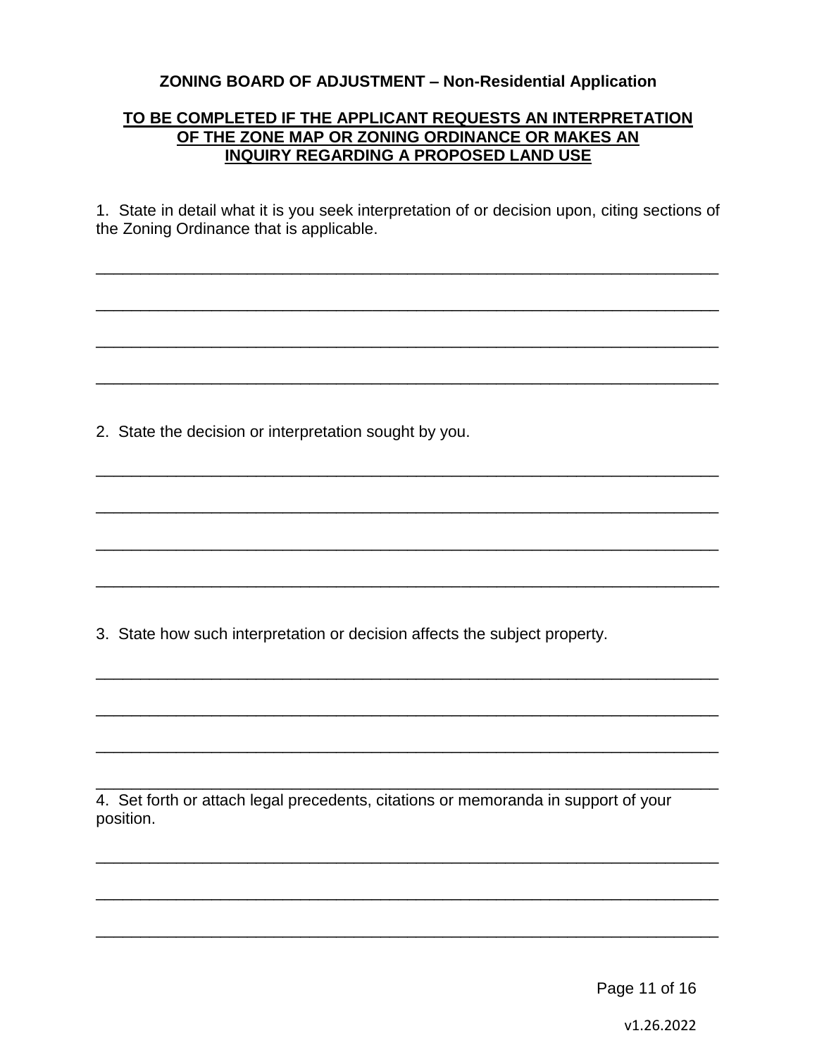## ZONING BOARD OF ADJUSTMENT – Non-Residential Application

**TO BE COMPLETED IF THE APPLICANT REQUESTS AN INTERPRETATION OF THE ZONE MAP OR ZONING ORDINANCE OR MAKES AN INQUIRY REGARDING A PROPOSED LAND USE**

1. State in detail what it is you seek interpretation of or decision upon, citing sections of the Zoning Ordinance that is applicable.

\_\_\_\_\_\_\_\_\_\_\_\_\_\_\_\_\_\_\_\_\_\_\_\_\_\_\_\_\_\_\_\_\_\_\_\_\_\_\_\_\_\_\_\_\_\_\_\_\_\_\_\_\_\_\_\_\_\_\_\_\_\_\_\_\_\_\_\_\_\_

\_\_\_\_\_\_\_\_\_\_\_\_\_\_\_\_\_\_\_\_\_\_\_\_\_\_\_\_\_\_\_\_\_\_\_\_\_\_\_\_\_\_\_\_\_\_\_\_\_\_\_\_\_\_\_\_\_\_\_\_\_\_\_\_\_\_\_\_\_\_

\_\_\_\_\_\_\_\_\_\_\_\_\_\_\_\_\_\_\_\_\_\_\_\_\_\_\_\_\_\_\_\_\_\_\_\_\_\_\_\_\_\_\_\_\_\_\_\_\_\_\_\_\_\_\_\_\_\_\_\_\_\_\_\_\_\_\_\_\_\_

\_\_\_\_\_\_\_\_\_\_\_\_\_\_\_\_\_\_\_\_\_\_\_\_\_\_\_\_\_\_\_\_\_\_\_\_\_\_\_\_\_\_\_\_\_\_\_\_\_\_\_\_\_\_\_\_\_\_\_\_\_\_\_\_\_\_\_\_\_\_

2. State the decision or interpretation sought by you.

\_\_\_\_\_\_\_\_\_\_\_\_\_\_\_\_\_\_\_\_\_\_\_\_\_\_\_\_\_\_\_\_\_\_\_\_\_\_\_\_\_\_\_\_\_\_\_\_\_\_\_\_\_\_\_\_\_\_\_\_\_\_\_\_\_\_\_\_\_\_

\_\_\_\_\_\_\_\_\_\_\_\_\_\_\_\_\_\_\_\_\_\_\_\_\_\_\_\_\_\_\_\_\_\_\_\_\_\_\_\_\_\_\_\_\_\_\_\_\_\_\_\_\_\_\_\_\_\_\_\_\_\_\_\_\_\_\_\_\_\_

\_\_\_\_\_\_\_\_\_\_\_\_\_\_\_\_\_\_\_\_\_\_\_\_\_\_\_\_\_\_\_\_\_\_\_\_\_\_\_\_\_\_\_\_\_\_\_\_\_\_\_\_\_\_\_\_\_\_\_\_\_\_\_\_\_\_\_\_\_\_

\_\_\_\_\_\_\_\_\_\_\_\_\_\_\_\_\_\_\_\_\_\_\_\_\_\_\_\_\_\_\_\_\_\_\_\_\_\_\_\_\_\_\_\_\_\_\_\_\_\_\_\_\_\_\_\_\_\_\_\_\_\_\_\_\_\_\_\_\_\_

3. State how such interpretation or decision affects the subject property.

\_\_\_\_\_\_\_\_\_\_\_\_\_\_\_\_\_\_\_\_\_\_\_\_\_\_\_\_\_\_\_\_\_\_\_\_\_\_\_\_\_\_\_\_\_\_\_\_\_\_\_\_\_\_\_\_\_\_\_\_\_\_\_\_\_\_\_\_\_\_

\_\_\_\_\_\_\_\_\_\_\_\_\_\_\_\_\_\_\_\_\_\_\_\_\_\_\_\_\_\_\_\_\_\_\_\_\_\_\_\_\_\_\_\_\_\_\_\_\_\_\_\_\_\_\_\_\_\_\_\_\_\_\_\_\_\_\_\_\_\_

\_\_\_\_\_\_\_\_\_\_\_\_\_\_\_\_\_\_\_\_\_\_\_\_\_\_\_\_\_\_\_\_\_\_\_\_\_\_\_\_\_\_\_\_\_\_\_\_\_\_\_\_\_\_\_\_\_\_\_\_\_\_\_\_\_\_\_\_\_\_

\_\_\_\_\_\_\_\_\_\_\_\_\_\_\_\_\_\_\_\_\_\_\_\_\_\_\_\_\_\_\_\_\_\_\_\_\_\_\_\_\_\_\_\_\_\_\_\_\_\_\_\_\_\_\_\_\_\_\_\_\_\_\_\_\_\_\_\_\_\_

4. Set forth or attach legal precedents, citations or memoranda in support of your position.

\_\_\_\_\_\_\_\_\_\_\_\_\_\_\_\_\_\_\_\_\_\_\_\_\_\_\_\_\_\_\_\_\_\_\_\_\_\_\_\_\_\_\_\_\_\_\_\_\_\_\_\_\_\_\_\_\_\_\_\_\_\_\_\_\_\_\_\_\_\_

\_\_\_\_\_\_\_\_\_\_\_\_\_\_\_\_\_\_\_\_\_\_\_\_\_\_\_\_\_\_\_\_\_\_\_\_\_\_\_\_\_\_\_\_\_\_\_\_\_\_\_\_\_\_\_\_\_\_\_\_\_\_\_\_\_\_\_\_\_\_

\_\_\_\_\_\_\_\_\_\_\_\_\_\_\_\_\_\_\_\_\_\_\_\_\_\_\_\_\_\_\_\_\_\_\_\_\_\_\_\_\_\_\_\_\_\_\_\_\_\_\_\_\_\_\_\_\_\_\_\_\_\_\_\_\_\_\_\_\_\_

v1.26.2022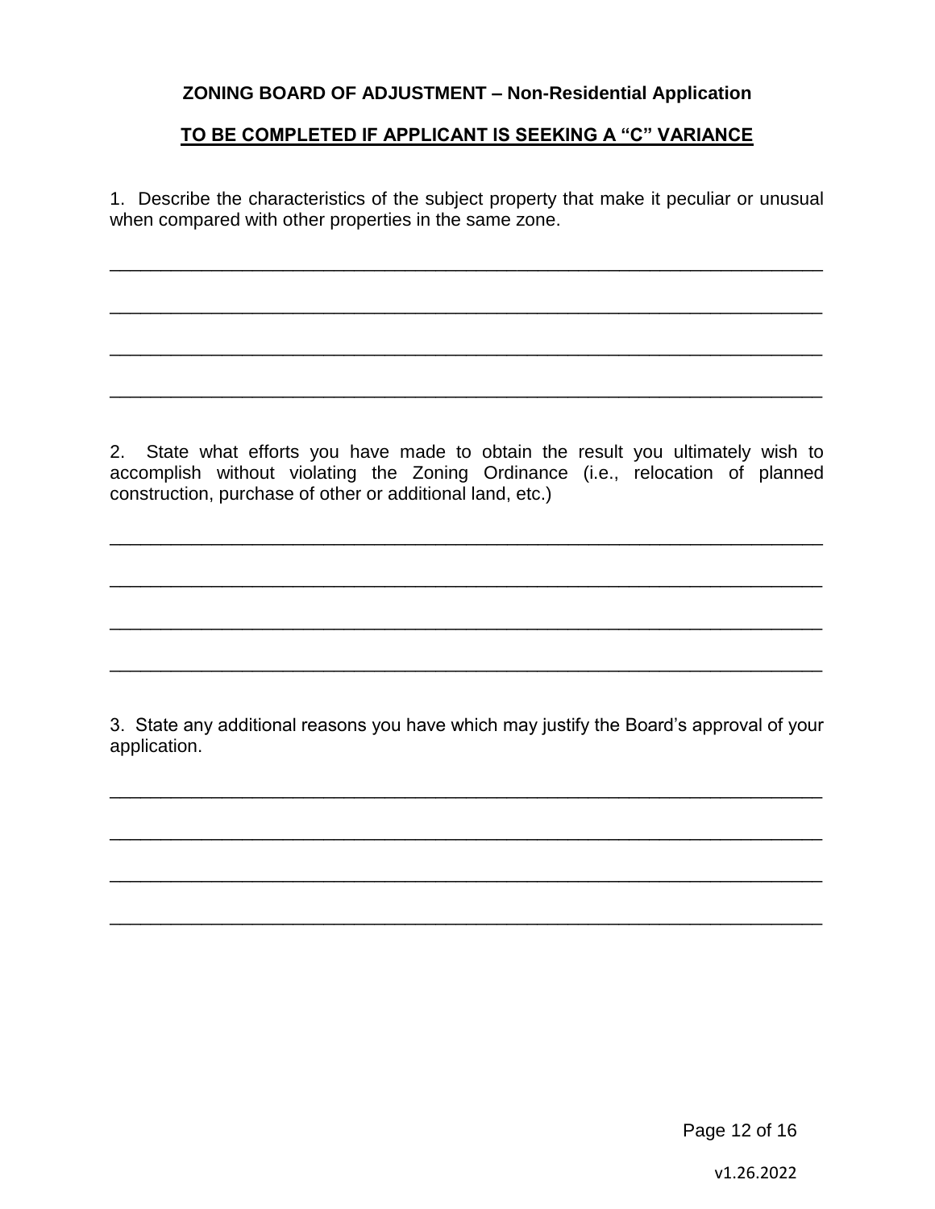**ZONING BOARD OF ADJUSTMENT – Non-Residential Application**

**TO BE COMPLETED IF APPLICANT IS SEEKING A "C" VARIANCE**

1. Describe the characteristics of the subject property that make it peculiar or unusual when compared with other properties in the same zone.

\_\_\_\_\_\_\_\_\_\_\_\_\_\_\_\_\_\_\_\_\_\_\_\_\_\_\_\_\_\_\_\_\_\_\_\_\_\_\_\_\_\_\_\_\_\_\_\_\_\_\_\_\_\_\_\_\_\_\_\_\_\_\_\_\_\_\_\_

\_\_\_\_\_\_\_\_\_\_\_\_\_\_\_\_\_\_\_\_\_\_\_\_\_\_\_\_\_\_\_\_\_\_\_\_\_\_\_\_\_\_\_\_\_\_\_\_\_\_\_\_\_\_\_\_\_\_\_\_\_\_\_\_\_\_\_\_

\_\_\_\_\_\_\_\_\_\_\_\_\_\_\_\_\_\_\_\_\_\_\_\_\_\_\_\_\_\_\_\_\_\_\_\_\_\_\_\_\_\_\_\_\_\_\_\_\_\_\_\_\_\_\_\_\_\_\_\_\_\_\_\_\_\_\_\_

\_\_\_\_\_\_\_\_\_\_\_\_\_\_\_\_\_\_\_\_\_\_\_\_\_\_\_\_\_\_\_\_\_\_\_\_\_\_\_\_\_\_\_\_\_\_\_\_\_\_\_\_\_\_\_\_\_\_\_\_\_\_\_\_\_\_\_\_

2. State what efforts you have made to obtain the result you ultimately wish to accomplish without violating the Zoning Ordinance (i.e., relocation of planned construction, purchase of other or additional land, etc.)

\_\_\_\_\_\_\_\_\_\_\_\_\_\_\_\_\_\_\_\_\_\_\_\_\_\_\_\_\_\_\_\_\_\_\_\_\_\_\_\_\_\_\_\_\_\_\_\_\_\_\_\_\_\_\_\_\_\_\_\_\_\_\_\_\_\_\_\_

\_\_\_\_\_\_\_\_\_\_\_\_\_\_\_\_\_\_\_\_\_\_\_\_\_\_\_\_\_\_\_\_\_\_\_\_\_\_\_\_\_\_\_\_\_\_\_\_\_\_\_\_\_\_\_\_\_\_\_\_\_\_\_\_\_\_\_\_

\_\_\_\_\_\_\_\_\_\_\_\_\_\_\_\_\_\_\_\_\_\_\_\_\_\_\_\_\_\_\_\_\_\_\_\_\_\_\_\_\_\_\_\_\_\_\_\_\_\_\_\_\_\_\_\_\_\_\_\_\_\_\_\_\_\_\_\_

\_\_\_\_\_\_\_\_\_\_\_\_\_\_\_\_\_\_\_\_\_\_\_\_\_\_\_\_\_\_\_\_\_\_\_\_\_\_\_\_\_\_\_\_\_\_\_\_\_\_\_\_\_\_\_\_\_\_\_\_\_\_\_\_\_\_\_\_

3. State any additional reasons you have which may justify the Board's approval of your application.

\_\_\_\_\_\_\_\_\_\_\_\_\_\_\_\_\_\_\_\_\_\_\_\_\_\_\_\_\_\_\_\_\_\_\_\_\_\_\_\_\_\_\_\_\_\_\_\_\_\_\_\_\_\_\_\_\_\_\_\_\_\_\_\_\_\_\_\_

\_\_\_\_\_\_\_\_\_\_\_\_\_\_\_\_\_\_\_\_\_\_\_\_\_\_\_\_\_\_\_\_\_\_\_\_\_\_\_\_\_\_\_\_\_\_\_\_\_\_\_\_\_\_\_\_\_\_\_\_\_\_\_\_\_\_\_\_

\_\_\_\_\_\_\_\_\_\_\_\_\_\_\_\_\_\_\_\_\_\_\_\_\_\_\_\_\_\_\_\_\_\_\_\_\_\_\_\_\_\_\_\_\_\_\_\_\_\_\_\_\_\_\_\_\_\_\_\_\_\_\_\_\_\_\_\_

\_\_\_\_\_\_\_\_\_\_\_\_\_\_\_\_\_\_\_\_\_\_\_\_\_\_\_\_\_\_\_\_\_\_\_\_\_\_\_\_\_\_\_\_\_\_\_\_\_\_\_\_\_\_\_\_\_\_\_\_\_\_\_\_\_\_\_\_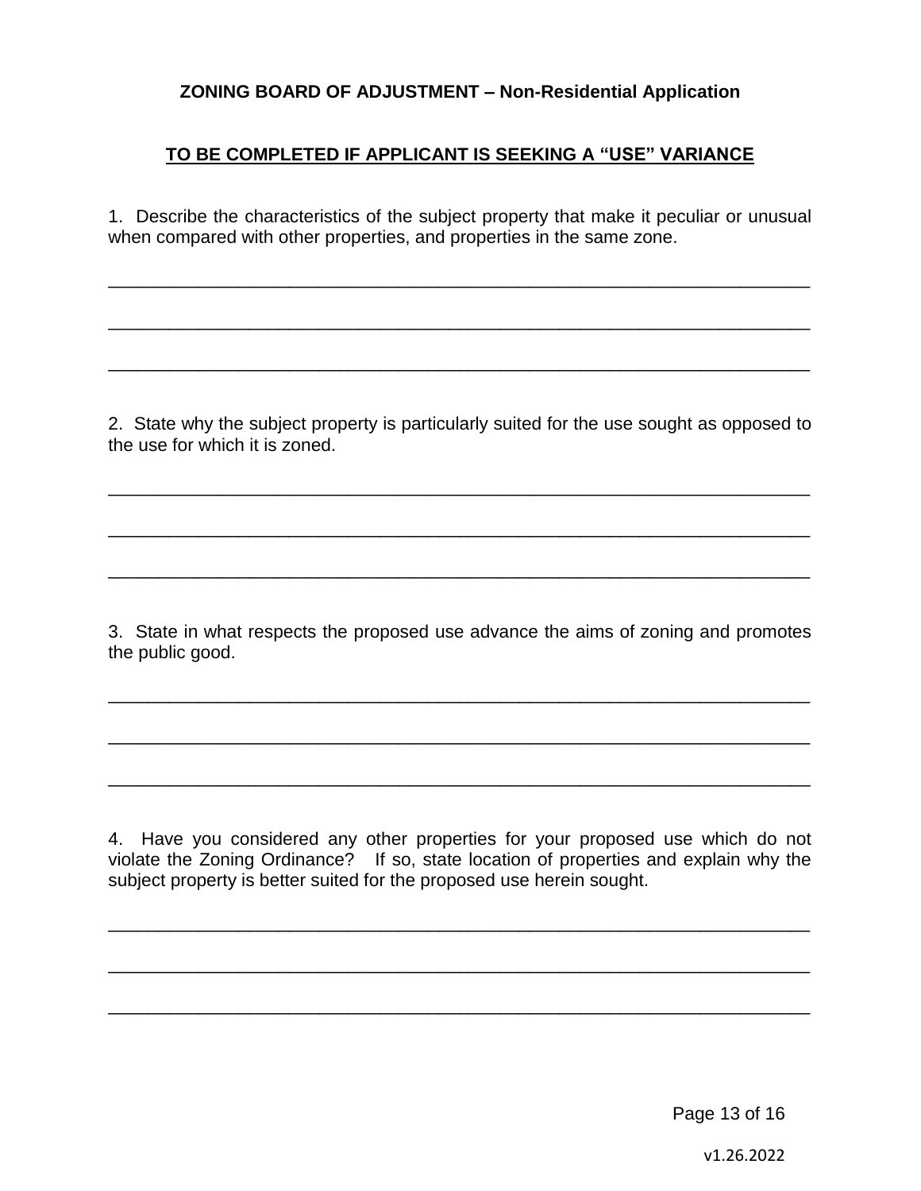**ZONING BOARD OF ADJUSTMENT – Non-Residential Application**

**TO BE COMPLETED IF APPLICANT IS SEEKING A "USE" VARIANCE**

1. Describe the characteristics of the subject property that make it peculiar or unusual when compared with other properties, and properties in the same zone.

___________________________________________________________________________

___________________________________________________________________________

___________________________________________________________________________

2. State why the subject property is particularly suited for the use sought as opposed to the use for which it is zoned.

___________________________________________________________________________

___________________________________________________________________________

___________________________________________________________________________

3. State in what respects the proposed use advance the aims of zoning and promotes the public good.

___________________________________________________________________________

___________________________________________________________________________

___________________________________________________________________________

4. Have you considered any other properties for your proposed use which do not violate the Zoning Ordinance? If so, state location of properties and explain why the subject property is better suited for the proposed use herein sought.

___________________________________________________________________________

___________________________________________________________________________

___________________________________________________________________________

v1.26.2022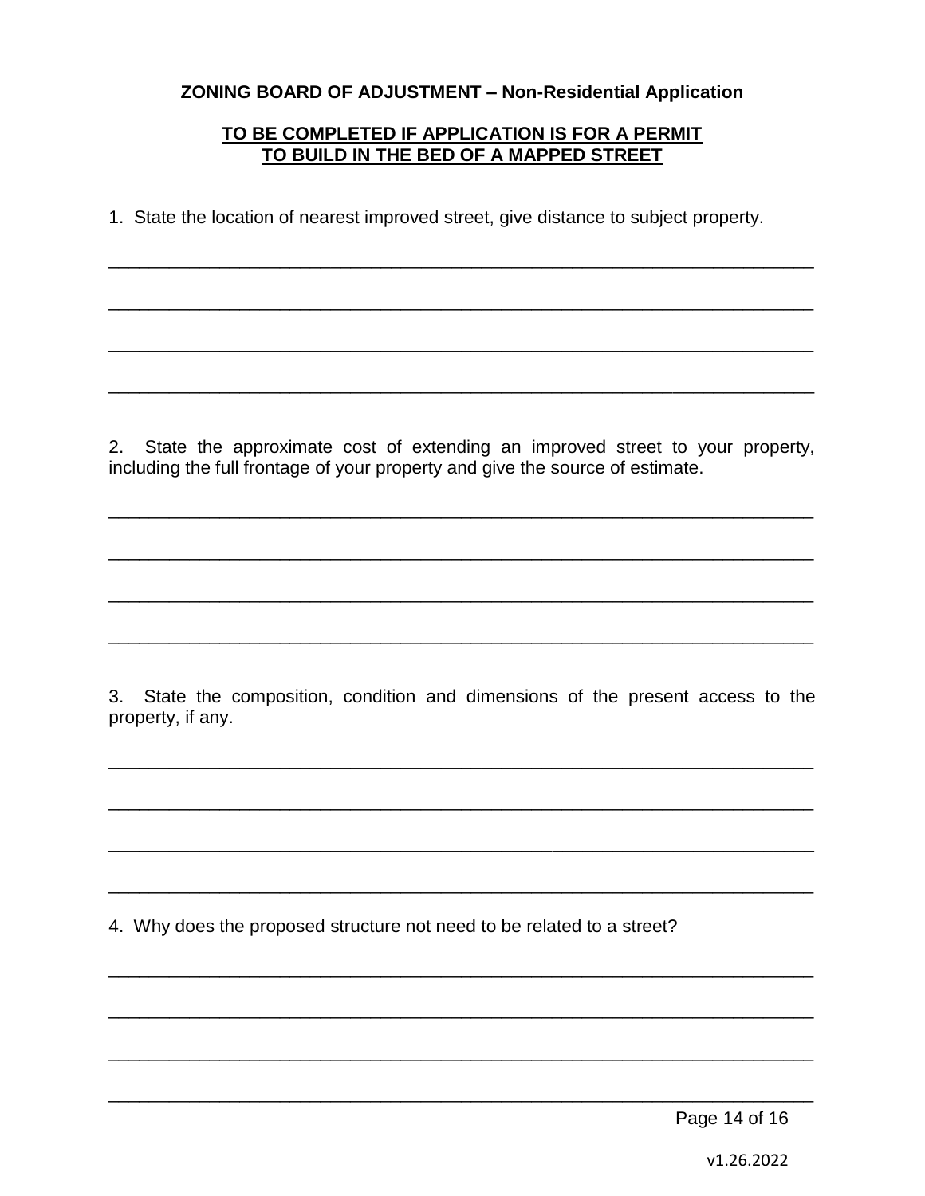## ZONING BOARD OF ADJUSTMENT – Non-Residential Application

**TO BE COMPLETED IF APPLICATION IS FOR A PERMIT TO BUILD IN THE BED OF A MAPPED STREET**

1. State the location of nearest improved street, give distance to subject property.

_______________________________________________________________________

_______________________________________________________________________

_______________________________________________________________________

_______________________________________________________________________

2. State the approximate cost of extending an improved street to your property, including the full frontage of your property and give the source of estimate.

_______________________________________________________________________

_______________________________________________________________________

_______________________________________________________________________

_______________________________________________________________________

3. State the composition, condition and dimensions of the present access to the property, if any.

_______________________________________________________________________

_______________________________________________________________________

_______________________________________________________________________

_______________________________________________________________________

4. Why does the proposed structure not need to be related to a street?

_______________________________________________________________________

_______________________________________________________________________

_______________________________________________________________________

_______________________________________________________________________

v1.26.2022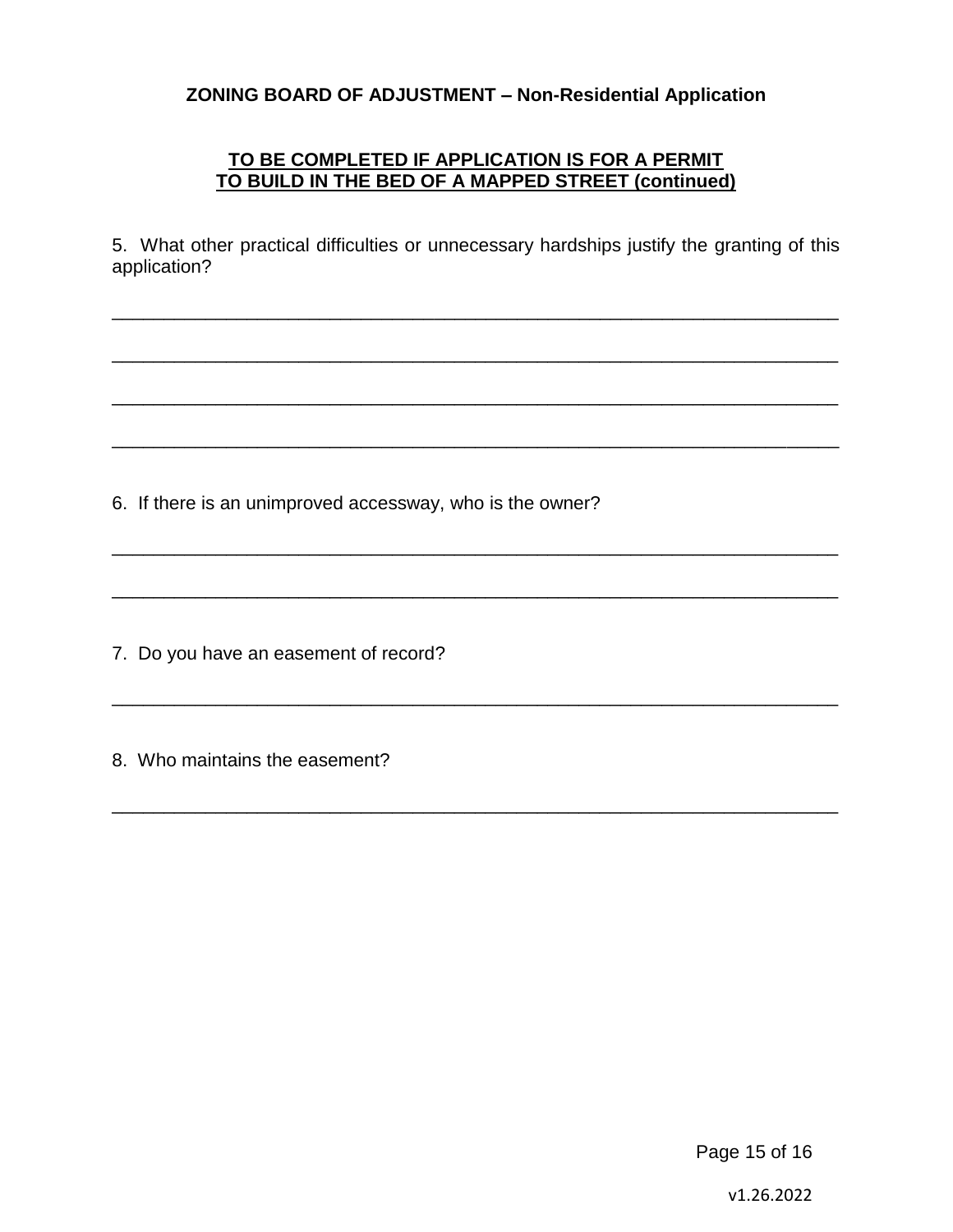**ZONING BOARD OF ADJUSTMENT – Non-Residential Application**

**TO BE COMPLETED IF APPLICATION IS FOR A PERMIT TO BUILD IN THE BED OF A MAPPED STREET (continued)**

5. What other practical difficulties or unnecessary hardships justify the granting of this application?

\_\_\_\_\_\_\_\_\_\_\_\_\_\_\_\_\_\_\_\_\_\_\_\_\_\_\_\_\_\_\_\_\_\_\_\_\_\_\_\_\_\_\_\_\_\_\_\_\_\_\_\_\_\_\_\_\_\_\_\_\_\_\_\_\_\_\_\_\_\_

\_\_\_\_\_\_\_\_\_\_\_\_\_\_\_\_\_\_\_\_\_\_\_\_\_\_\_\_\_\_\_\_\_\_\_\_\_\_\_\_\_\_\_\_\_\_\_\_\_\_\_\_\_\_\_\_\_\_\_\_\_\_\_\_\_\_\_\_\_\_

\_\_\_\_\_\_\_\_\_\_\_\_\_\_\_\_\_\_\_\_\_\_\_\_\_\_\_\_\_\_\_\_\_\_\_\_\_\_\_\_\_\_\_\_\_\_\_\_\_\_\_\_\_\_\_\_\_\_\_\_\_\_\_\_\_\_\_\_\_\_

\_\_\_\_\_\_\_\_\_\_\_\_\_\_\_\_\_\_\_\_\_\_\_\_\_\_\_\_\_\_\_\_\_\_\_\_\_\_\_\_\_\_\_\_\_\_\_\_\_\_\_\_\_\_\_\_\_\_\_\_\_\_\_\_\_\_\_\_\_\_

6. If there is an unimproved accessway, who is the owner?

\_\_\_\_\_\_\_\_\_\_\_\_\_\_\_\_\_\_\_\_\_\_\_\_\_\_\_\_\_\_\_\_\_\_\_\_\_\_\_\_\_\_\_\_\_\_\_\_\_\_\_\_\_\_\_\_\_\_\_\_\_\_\_\_\_\_\_\_\_\_

\_\_\_\_\_\_\_\_\_\_\_\_\_\_\_\_\_\_\_\_\_\_\_\_\_\_\_\_\_\_\_\_\_\_\_\_\_\_\_\_\_\_\_\_\_\_\_\_\_\_\_\_\_\_\_\_\_\_\_\_\_\_\_\_\_\_\_\_\_\_

7. Do you have an easement of record?

\_\_\_\_\_\_\_\_\_\_\_\_\_\_\_\_\_\_\_\_\_\_\_\_\_\_\_\_\_\_\_\_\_\_\_\_\_\_\_\_\_\_\_\_\_\_\_\_\_\_\_\_\_\_\_\_\_\_\_\_\_\_\_\_\_\_\_\_\_\_

8. Who maintains the easement?

\_\_\_\_\_\_\_\_\_\_\_\_\_\_\_\_\_\_\_\_\_\_\_\_\_\_\_\_\_\_\_\_\_\_\_\_\_\_\_\_\_\_\_\_\_\_\_\_\_\_\_\_\_\_\_\_\_\_\_\_\_\_\_\_\_\_\_\_\_\_

v1.26.2022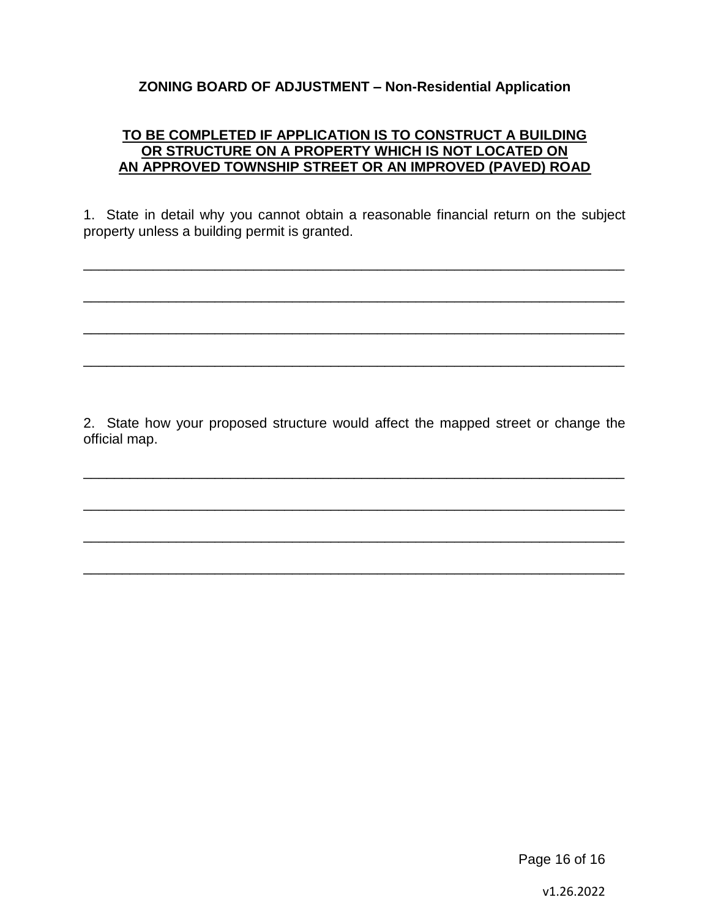**ZONING BOARD OF ADJUSTMENT – Non-Residential Application**

**TO BE COMPLETED IF APPLICATION IS TO CONSTRUCT A BUILDING OR STRUCTURE ON A PROPERTY WHICH IS NOT LOCATED ON AN APPROVED TOWNSHIP STREET OR AN IMPROVED (PAVED) ROAD**

1. State in detail why you cannot obtain a reasonable financial return on the subject property unless a building permit is granted.

___________________________________________________________________________

___________________________________________________________________________

___________________________________________________________________________

___________________________________________________________________________

2. State how your proposed structure would affect the mapped street or change the official map.

___________________________________________________________________________

___________________________________________________________________________

___________________________________________________________________________

___________________________________________________________________________

v1.26.2022